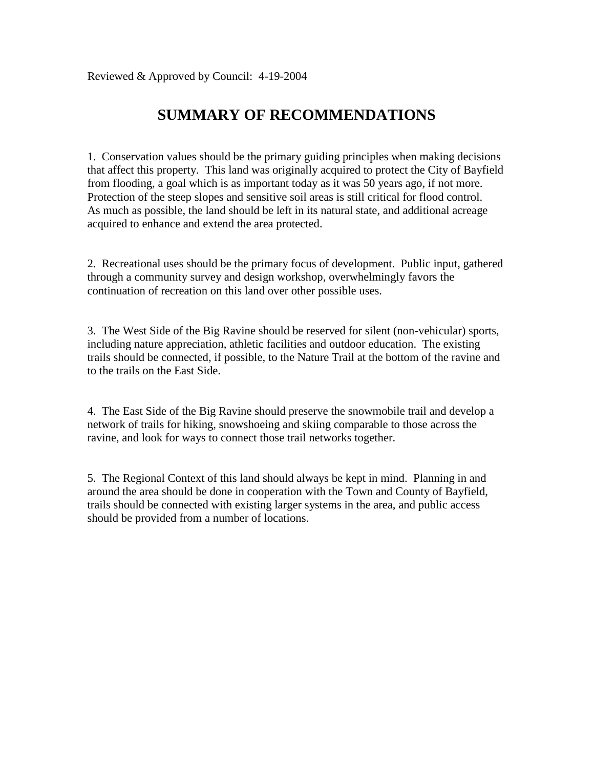Reviewed & Approved by Council: 4-19-2004

# SUMMARY OF RECOMMENDATIONS

1. Conservation values should be the primary guiding principles when making decisions that affect this property. This land was originally acquired to protect the City of Bayfield from flooding, a goal which is as important today as it was 50 years ago, if not more. Protection of the steep slopes and sensitive soil areas is still critical for flood control. As much as possible, the land should be left in its natural state, and additional acreage acquired to enhance and extend the area protected.

2. Recreational uses should be the primary focus of development. Public input, gathered through a community survey and design workshop, overwhelmingly favors the continuation of recreation on this land over other possible uses.

3. The West Side of the Big Ravine should be reserved for silent (non-vehicular) sports, including nature appreciation, athletic facilities and outdoor education. The existing trails should be connected, if possible, to the Nature Trail at the bottom of the ravine and to the trails on the East Side.

4. The East Side of the Big Ravine should preserve the snowmobile trail and develop a network of trails for hiking, snowshoeing and skiing comparable to those across the ravine, and look for ways to connect those trail networks together.

5. The Regional Context of this land should always be kept in mind. Planning in and around the area should be done in cooperation with the Town and County of Bayfield, trails should be connected with existing larger systems in the area, and public access should be provided from a number of locations.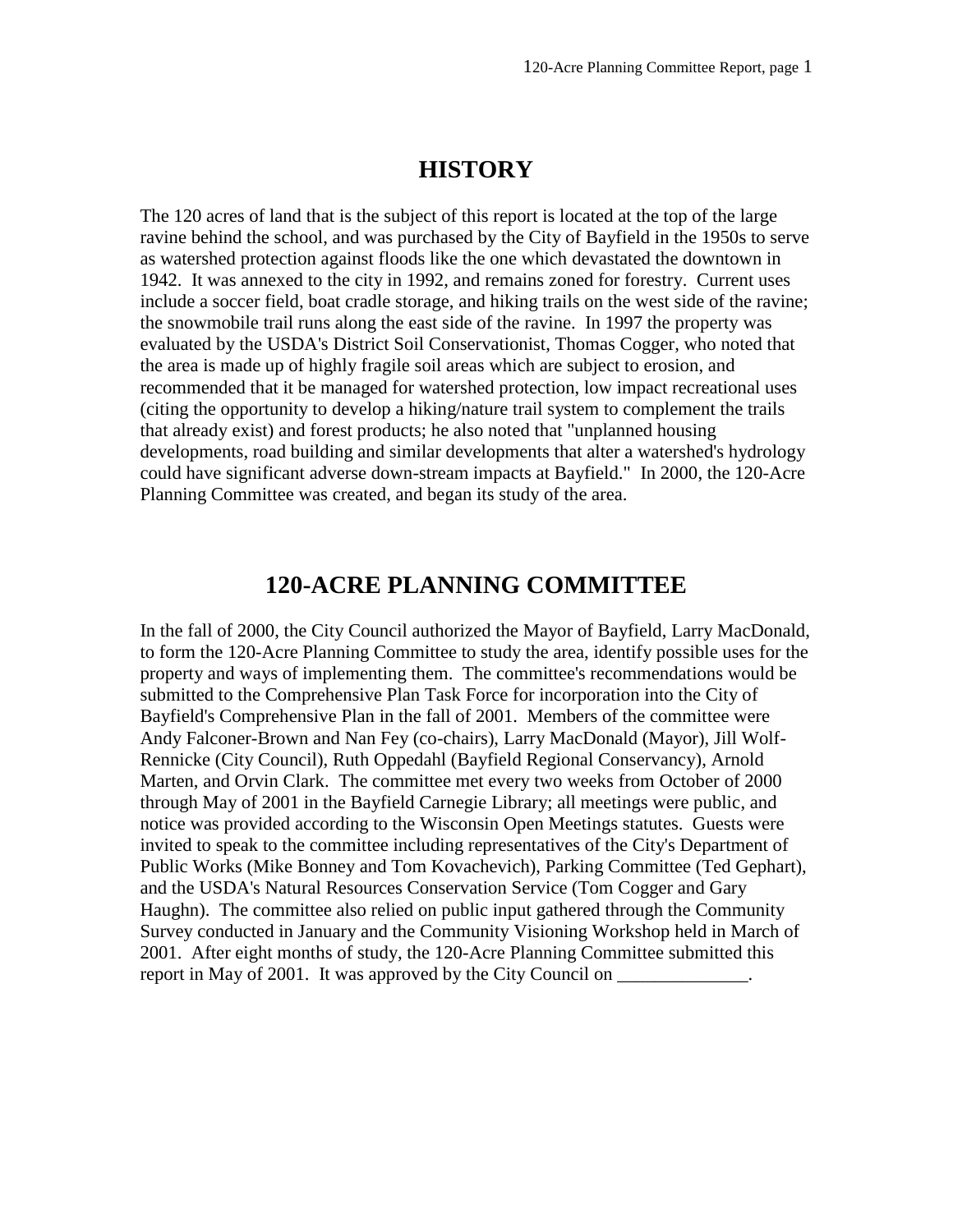## HISTORY

The 120 acres of land that is the subject of this report is located at the top of the large ravine behind the school, and was purchased by the City of Bayfield in the 1950s to serve as watershed protection against floods like the one which devastated the downtown in 1942. It was annexed to the city in 1992, and remains zoned for forestry. Current uses include a soccer field, boat cradle storage, and hiking trails on the west side of the ravine; the snowmobile trail runs along the east side of the ravine. In 1997 the property was evaluated by the USDA's District Soil Conservationist, Thomas Cogger, who noted that the area is made up of highly fragile soil areas which are subject to erosion, and recommended that it be managed for watershed protection, low impact recreational uses (citing the opportunity to develop a hiking/nature trail system to complement the trails that already exist) and forest products; he also noted that "unplanned housing developments, road building and similar developments that alter a watershed's hydrology could have significant adverse down-stream impacts at Bayfield." In 2000, the 120-Acre Planning Committee was created, and began its study of the area.

## 120-ACRE PLANNING COMMITTEE

In the fall of 2000, the City Council authorized the Mayor of Bayfield, Larry MacDonald, to form the 120-Acre Planning Committee to study the area, identify possible uses for the property and ways of implementing them. The committee's recommendations would be submitted to the Comprehensive Plan Task Force for incorporation into the City of Bayfield's Comprehensive Plan in the fall of 2001. Members of the committee were Andy Falconer-Brown and Nan Fey (co-chairs), Larry MacDonald (Mayor), Jill Wolf-Rennicke (City Council), Ruth Oppedahl (Bayfield Regional Conservancy), Arnold Marten, and Orvin Clark. The committee met every two weeks from October of 2000 through May of 2001 in the Bayfield Carnegie Library; all meetings were public, and notice was provided according to the Wisconsin Open Meetings statutes. Guests were invited to speak to the committee including representatives of the City's Department of Public Works (Mike Bonney and Tom Kovachevich), Parking Committee (Ted Gephart), and the USDA's Natural Resources Conservation Service (Tom Cogger and Gary Haughn). The committee also relied on public input gathered through the Community Survey conducted in January and the Community Visioning Workshop held in March of 2001. After eight months of study, the 120-Acre Planning Committee submitted this report in May of 2001. It was approved by the City Council on ______________.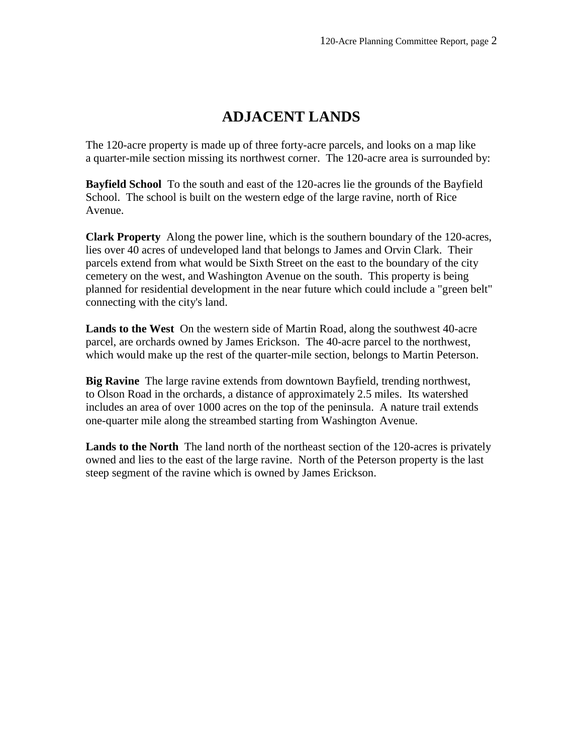# ADJACENT LANDS

The 120-acre property is made up of three forty-acre parcels, and looks on a map like a quarter-mile section missing its northwest corner. The 120-acre area is surrounded by:

**Bayfield School** To the south and east of the 120-acres lie the grounds of the Bayfield School. The school is built on the western edge of the large ravine, north of Rice Avenue.

**Clark Property** Along the power line, which is the southern boundary of the 120-acres, lies over 40 acres of undeveloped land that belongs to James and Orvin Clark. Their parcels extend from what would be Sixth Street on the east to the boundary of the city cemetery on the west, and Washington Avenue on the south. This property is being planned for residential development in the near future which could include a "green belt" connecting with the city's land.

**Lands to the West** On the western side of Martin Road, along the southwest 40-acre parcel, are orchards owned by James Erickson. The 40-acre parcel to the northwest, which would make up the rest of the quarter-mile section, belongs to Martin Peterson.

**Big Ravine** The large ravine extends from downtown Bayfield, trending northwest, to Olson Road in the orchards, a distance of approximately 2.5 miles. Its watershed includes an area of over 1000 acres on the top of the peninsula. A nature trail extends one-quarter mile along the streambed starting from Washington Avenue.

**Lands to the North** The land north of the northeast section of the 120-acres is privately owned and lies to the east of the large ravine. North of the Peterson property is the last steep segment of the ravine which is owned by James Erickson.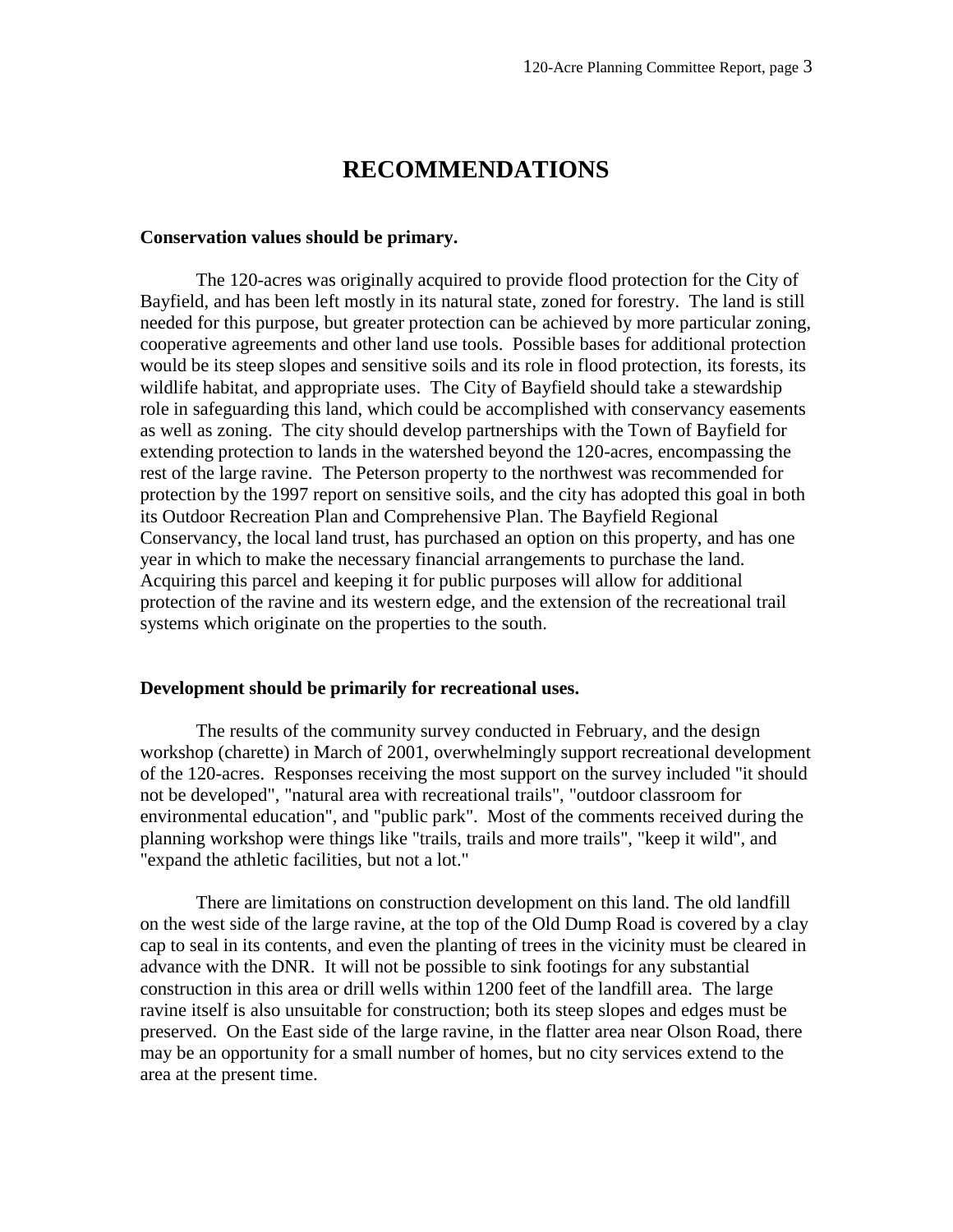# RECOMMENDATIONS

**Conservation values should be primary.**

The 120-acres was originally acquired to provide flood protection for the City of Bayfield, and has been left mostly in its natural state, zoned for forestry. The land is still needed for this purpose, but greater protection can be achieved by more particular zoning, cooperative agreements and other land use tools. Possible bases for additional protection would be its steep slopes and sensitive soils and its role in flood protection, its forests, its wildlife habitat, and appropriate uses. The City of Bayfield should take a stewardship role in safeguarding this land, which could be accomplished with conservancy easements as well as zoning. The city should develop partnerships with the Town of Bayfield for extending protection to lands in the watershed beyond the 120-acres, encompassing the rest of the large ravine. The Peterson property to the northwest was recommended for protection by the 1997 report on sensitive soils, and the city has adopted this goal in both its Outdoor Recreation Plan and Comprehensive Plan. The Bayfield Regional Conservancy, the local land trust, has purchased an option on this property, and has one year in which to make the necessary financial arrangements to purchase the land. Acquiring this parcel and keeping it for public purposes will allow for additional protection of the ravine and its western edge, and the extension of the recreational trail systems which originate on the properties to the south.

**Development should be primarily for recreational uses.**

The results of the community survey conducted in February, and the design workshop (charette) in March of 2001, overwhelmingly support recreational development of the 120-acres. Responses receiving the most support on the survey included "it should not be developed", "natural area with recreational trails", "outdoor classroom for environmental education", and "public park". Most of the comments received during the planning workshop were things like "trails, trails and more trails", "keep it wild", and "expand the athletic facilities, but not a lot."

There are limitations on construction development on this land. The old landfill on the west side of the large ravine, at the top of the Old Dump Road is covered by a clay cap to seal in its contents, and even the planting of trees in the vicinity must be cleared in advance with the DNR. It will not be possible to sink footings for any substantial construction in this area or drill wells within 1200 feet of the landfill area. The large ravine itself is also unsuitable for construction; both its steep slopes and edges must be preserved. On the East side of the large ravine, in the flatter area near Olson Road, there may be an opportunity for a small number of homes, but no city services extend to the area at the present time.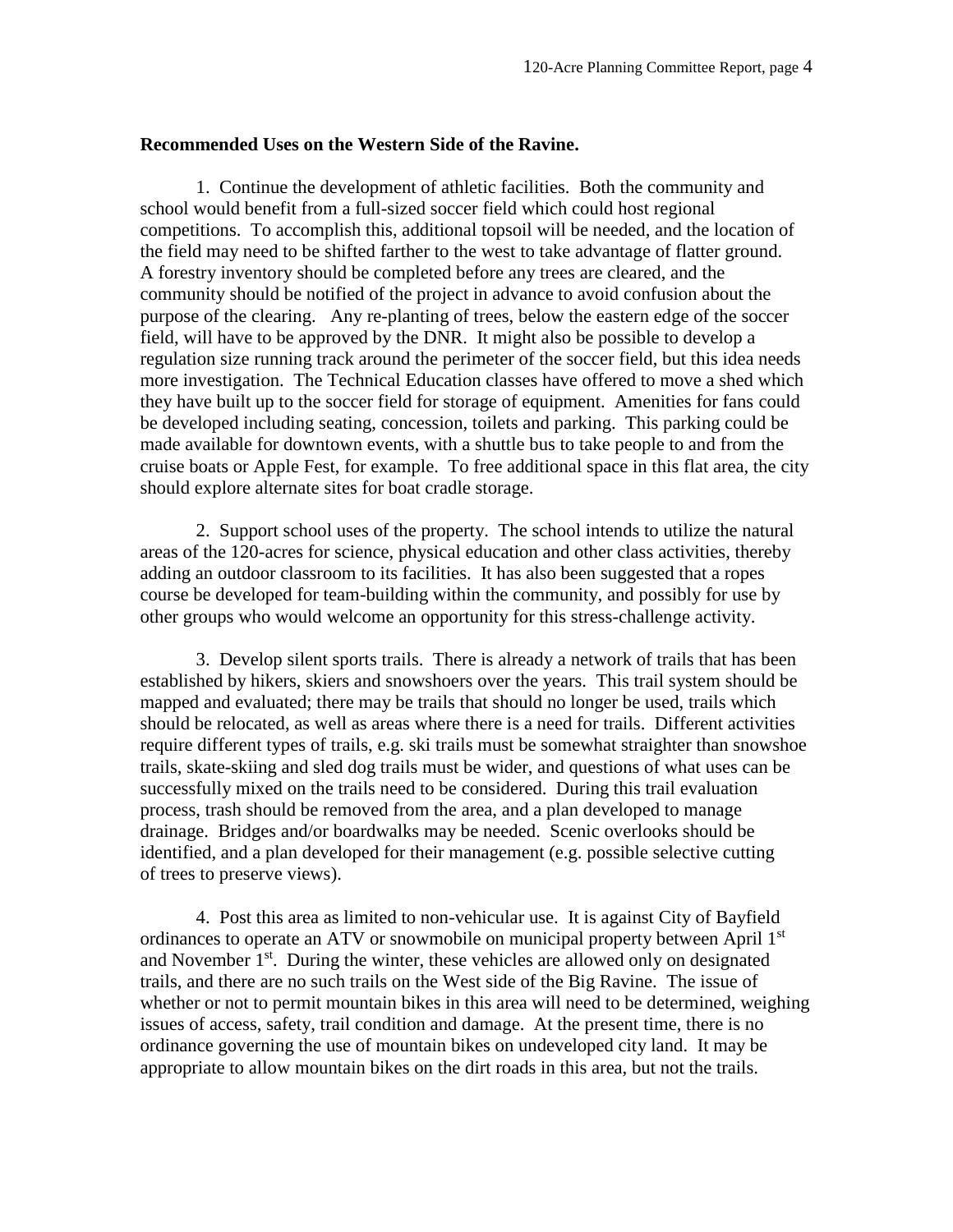**Recommended Uses on the Western Side of the Ravine.**

1. Continue the development of athletic facilities. Both the community and school would benefit from a full-sized soccer field which could host regional competitions. To accomplish this, additional topsoil will be needed, and the location of the field may need to be shifted farther to the west to take advantage of flatter ground. A forestry inventory should be completed before any trees are cleared, and the community should be notified of the project in advance to avoid confusion about the purpose of the clearing. Any re-planting of trees, below the eastern edge of the soccer field, will have to be approved by the DNR. It might also be possible to develop a regulation size running track around the perimeter of the soccer field, but this idea needs more investigation. The Technical Education classes have offered to move a shed which they have built up to the soccer field for storage of equipment. Amenities for fans could be developed including seating, concession, toilets and parking. This parking could be made available for downtown events, with a shuttle bus to take people to and from the cruise boats or Apple Fest, for example. To free additional space in this flat area, the city should explore alternate sites for boat cradle storage.

2. Support school uses of the property. The school intends to utilize the natural areas of the 120-acres for science, physical education and other class activities, thereby adding an outdoor classroom to its facilities. It has also been suggested that a ropes course be developed for team-building within the community, and possibly for use by other groups who would welcome an opportunity for this stress-challenge activity.

3. Develop silent sports trails. There is already a network of trails that has been established by hikers, skiers and snowshoers over the years. This trail system should be mapped and evaluated; there may be trails that should no longer be used, trails which should be relocated, as well as areas where there is a need for trails. Different activities require different types of trails, e.g. ski trails must be somewhat straighter than snowshoe trails, skate-skiing and sled dog trails must be wider, and questions of what uses can be successfully mixed on the trails need to be considered. During this trail evaluation process, trash should be removed from the area, and a plan developed to manage drainage. Bridges and/or boardwalks may be needed. Scenic overlooks should be identified, and a plan developed for their management (e.g. possible selective cutting of trees to preserve views).

4. Post this area as limited to non-vehicular use. It is against City of Bayfield ordinances to operate an ATV or snowmobile on municipal property between April 1st and November 1st. During the winter, these vehicles are allowed only on designated trails, and there are no such trails on the West side of the Big Ravine. The issue of whether or not to permit mountain bikes in this area will need to be determined, weighing issues of access, safety, trail condition and damage. At the present time, there is no ordinance governing the use of mountain bikes on undeveloped city land. It may be appropriate to allow mountain bikes on the dirt roads in this area, but not the trails.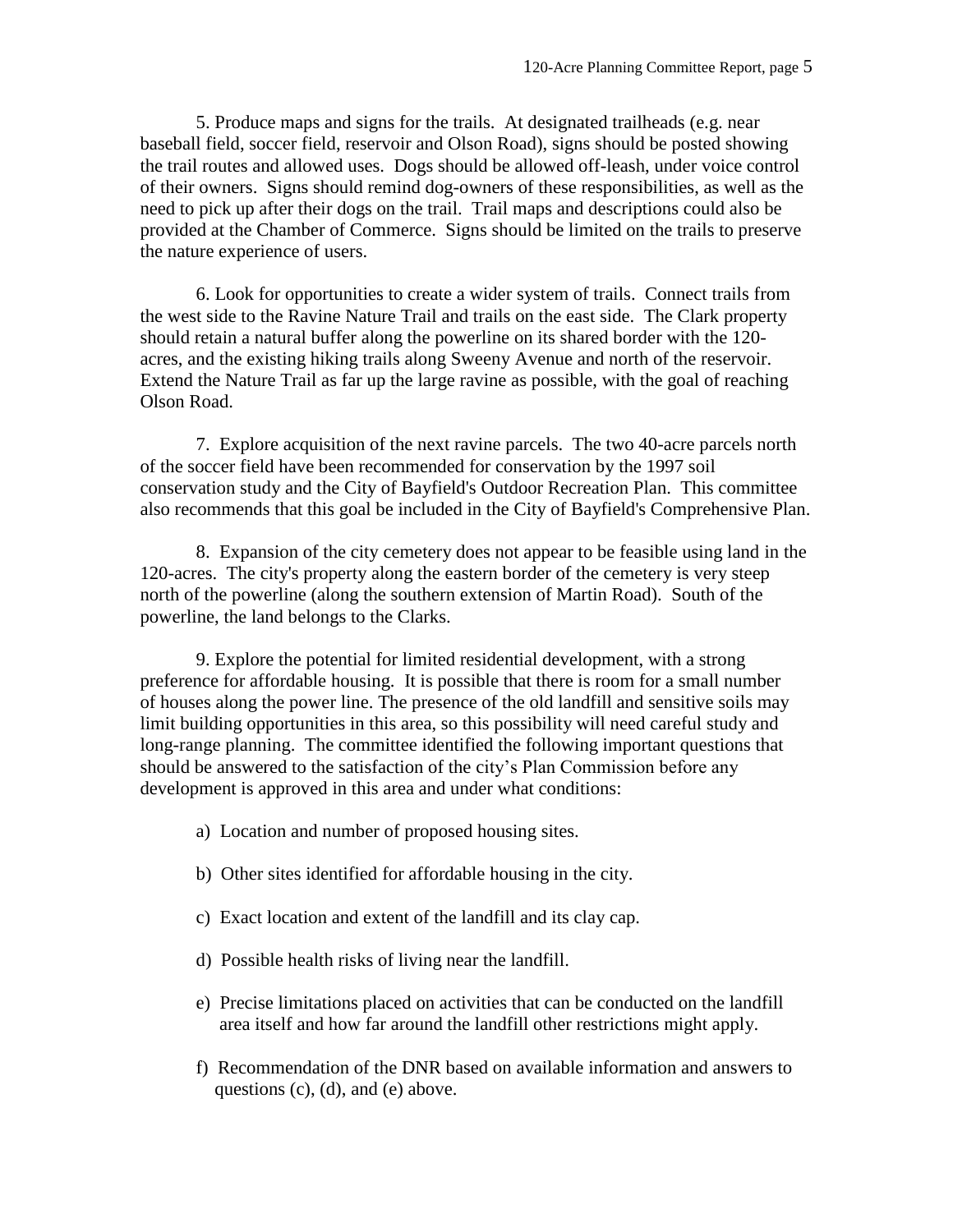5. Produce maps and signs for the trails. At designated trailheads (e.g. near baseball field, soccer field, reservoir and Olson Road), signs should be posted showing the trail routes and allowed uses. Dogs should be allowed off-leash, under voice control of their owners. Signs should remind dog-owners of these responsibilities, as well as the need to pick up after their dogs on the trail. Trail maps and descriptions could also be provided at the Chamber of Commerce. Signs should be limited on the trails to preserve the nature experience of users.

6. Look for opportunities to create a wider system of trails. Connect trails from the west side to the Ravine Nature Trail and trails on the east side. The Clark property should retain a natural buffer along the powerline on its shared border with the 120-acres, and the existing hiking trails along Sweeny Avenue and north of the reservoir. Extend the Nature Trail as far up the large ravine as possible, with the goal of reaching Olson Road.

7. Explore acquisition of the next ravine parcels. The two 40-acre parcels north of the soccer field have been recommended for conservation by the 1997 soil conservation study and the City of Bayfield's Outdoor Recreation Plan. This committee also recommends that this goal be included in the City of Bayfield's Comprehensive Plan.

8. Expansion of the city cemetery does not appear to be feasible using land in the 120-acres. The city's property along the eastern border of the cemetery is very steep north of the powerline (along the southern extension of Martin Road). South of the powerline, the land belongs to the Clarks.

9. Explore the potential for limited residential development, with a strong preference for affordable housing. It is possible that there is room for a small number of houses along the power line. The presence of the old landfill and sensitive soils may limit building opportunities in this area, so this possibility will need careful study and long-range planning. The committee identified the following important questions that should be answered to the satisfaction of the city's Plan Commission before any development is approved in this area and under what conditions:

a) Location and number of proposed housing sites.

b) Other sites identified for affordable housing in the city.

c) Exact location and extent of the landfill and its clay cap.

d) Possible health risks of living near the landfill.

e) Precise limitations placed on activities that can be conducted on the landfill area itself and how far around the landfill other restrictions might apply.

f) Recommendation of the DNR based on available information and answers to questions (c), (d), and (e) above.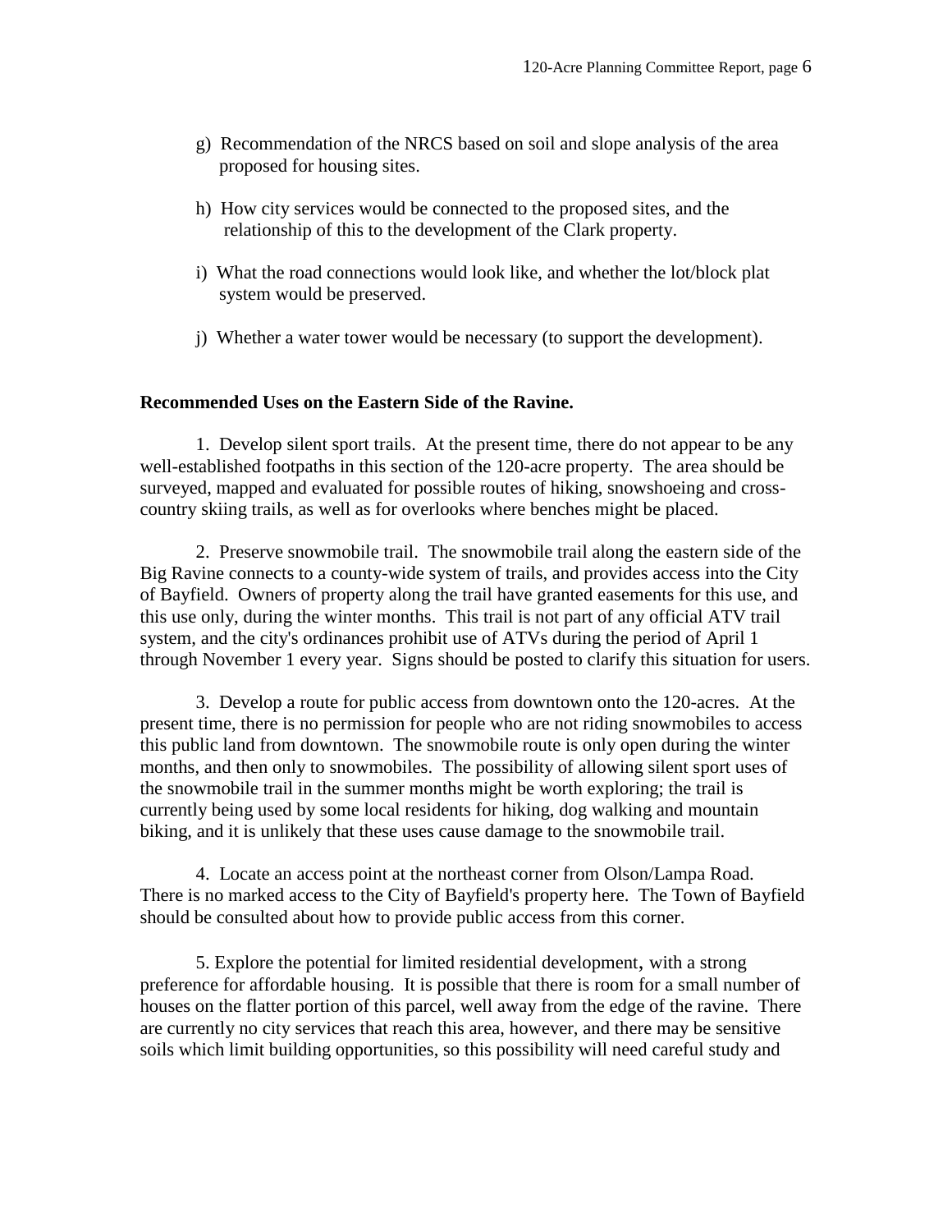g) Recommendation of the NRCS based on soil and slope analysis of the area proposed for housing sites.

h) How city services would be connected to the proposed sites, and the relationship of this to the development of the Clark property.

i) What the road connections would look like, and whether the lot/block plat system would be preserved.

j) Whether a water tower would be necessary (to support the development).

**Recommended Uses on the Eastern Side of the Ravine.**

1. Develop silent sport trails. At the present time, there do not appear to be any well-established footpaths in this section of the 120-acre property. The area should be surveyed, mapped and evaluated for possible routes of hiking, snowshoeing and cross-country skiing trails, as well as for overlooks where benches might be placed.

2. Preserve snowmobile trail. The snowmobile trail along the eastern side of the Big Ravine connects to a county-wide system of trails, and provides access into the City of Bayfield. Owners of property along the trail have granted easements for this use, and this use only, during the winter months. This trail is not part of any official ATV trail system, and the city's ordinances prohibit use of ATVs during the period of April 1 through November 1 every year. Signs should be posted to clarify this situation for users.

3. Develop a route for public access from downtown onto the 120-acres. At the present time, there is no permission for people who are not riding snowmobiles to access this public land from downtown. The snowmobile route is only open during the winter months, and then only to snowmobiles. The possibility of allowing silent sport uses of the snowmobile trail in the summer months might be worth exploring; the trail is currently being used by some local residents for hiking, dog walking and mountain biking, and it is unlikely that these uses cause damage to the snowmobile trail.

4. Locate an access point at the northeast corner from Olson/Lampa Road. There is no marked access to the City of Bayfield's property here. The Town of Bayfield should be consulted about how to provide public access from this corner.

5. Explore the potential for limited residential development, with a strong preference for affordable housing. It is possible that there is room for a small number of houses on the flatter portion of this parcel, well away from the edge of the ravine. There are currently no city services that reach this area, however, and there may be sensitive soils which limit building opportunities, so this possibility will need careful study and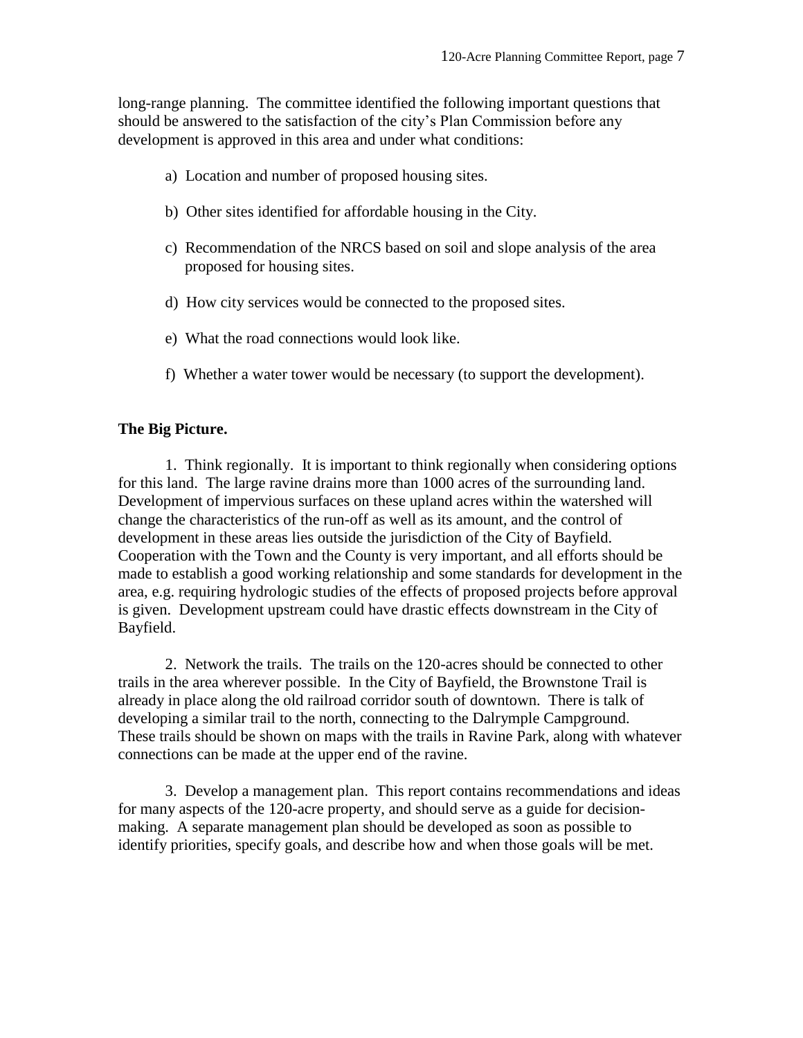long-range planning. The committee identified the following important questions that should be answered to the satisfaction of the city's Plan Commission before any development is approved in this area and under what conditions:

a) Location and number of proposed housing sites.

b) Other sites identified for affordable housing in the City.

c) Recommendation of the NRCS based on soil and slope analysis of the area proposed for housing sites.

d) How city services would be connected to the proposed sites.

e) What the road connections would look like.

f) Whether a water tower would be necessary (to support the development).

**The Big Picture.**

1. Think regionally. It is important to think regionally when considering options for this land. The large ravine drains more than 1000 acres of the surrounding land. Development of impervious surfaces on these upland acres within the watershed will change the characteristics of the run-off as well as its amount, and the control of development in these areas lies outside the jurisdiction of the City of Bayfield. Cooperation with the Town and the County is very important, and all efforts should be made to establish a good working relationship and some standards for development in the area, e.g. requiring hydrologic studies of the effects of proposed projects before approval is given. Development upstream could have drastic effects downstream in the City of Bayfield.

2. Network the trails. The trails on the 120-acres should be connected to other trails in the area wherever possible. In the City of Bayfield, the Brownstone Trail is already in place along the old railroad corridor south of downtown. There is talk of developing a similar trail to the north, connecting to the Dalrymple Campground. These trails should be shown on maps with the trails in Ravine Park, along with whatever connections can be made at the upper end of the ravine.

3. Develop a management plan. This report contains recommendations and ideas for many aspects of the 120-acre property, and should serve as a guide for decision-making. A separate management plan should be developed as soon as possible to identify priorities, specify goals, and describe how and when those goals will be met.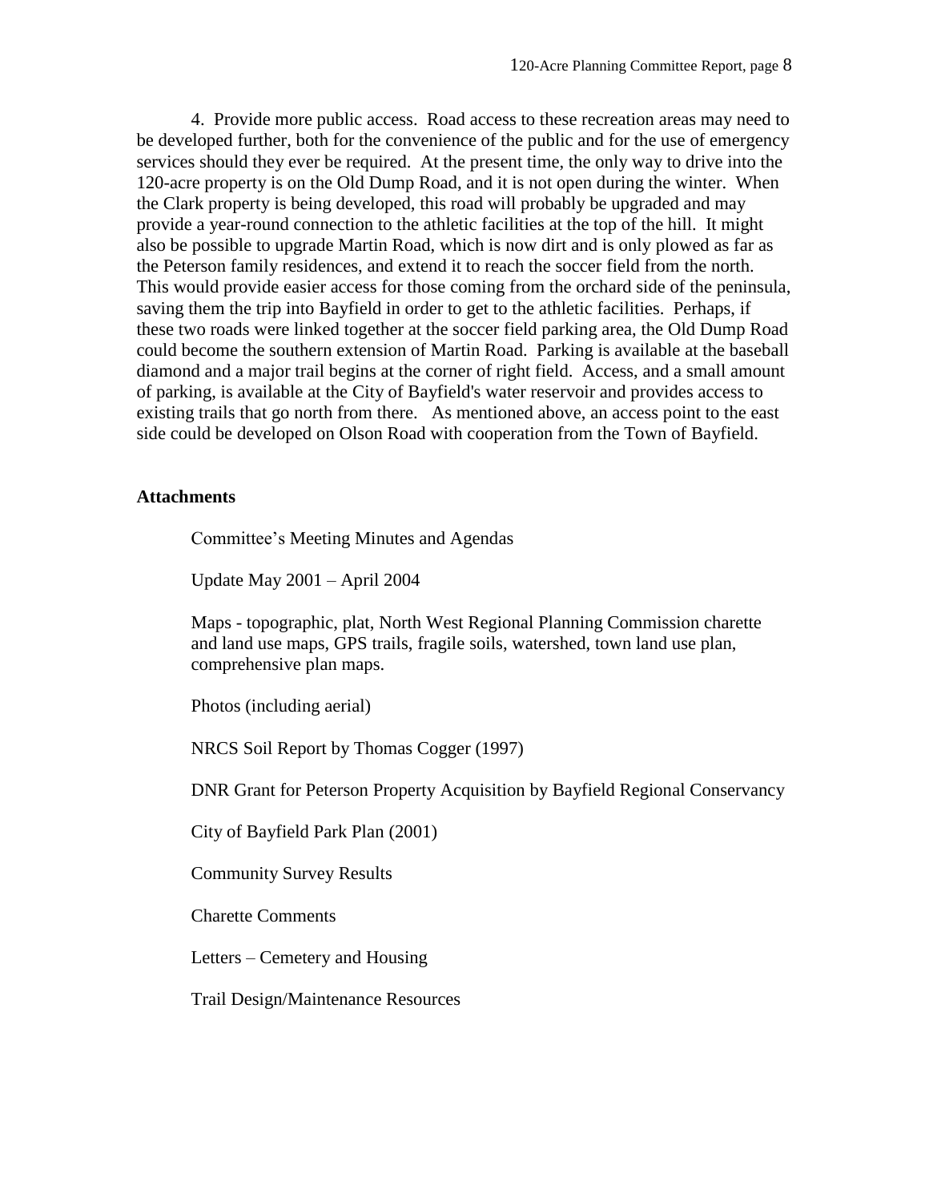4. Provide more public access. Road access to these recreation areas may need to be developed further, both for the convenience of the public and for the use of emergency services should they ever be required. At the present time, the only way to drive into the 120-acre property is on the Old Dump Road, and it is not open during the winter. When the Clark property is being developed, this road will probably be upgraded and may provide a year-round connection to the athletic facilities at the top of the hill. It might also be possible to upgrade Martin Road, which is now dirt and is only plowed as far as the Peterson family residences, and extend it to reach the soccer field from the north. This would provide easier access for those coming from the orchard side of the peninsula, saving them the trip into Bayfield in order to get to the athletic facilities. Perhaps, if these two roads were linked together at the soccer field parking area, the Old Dump Road could become the southern extension of Martin Road. Parking is available at the baseball diamond and a major trail begins at the corner of right field. Access, and a small amount of parking, is available at the City of Bayfield's water reservoir and provides access to existing trails that go north from there. As mentioned above, an access point to the east side could be developed on Olson Road with cooperation from the Town of Bayfield.

**Attachments**

Committee's Meeting Minutes and Agendas

Update May 2001 – April 2004

Maps - topographic, plat, North West Regional Planning Commission charette and land use maps, GPS trails, fragile soils, watershed, town land use plan, comprehensive plan maps.

Photos (including aerial)

NRCS Soil Report by Thomas Cogger (1997)

DNR Grant for Peterson Property Acquisition by Bayfield Regional Conservancy

City of Bayfield Park Plan (2001)

Community Survey Results

Charette Comments

Letters – Cemetery and Housing

Trail Design/Maintenance Resources